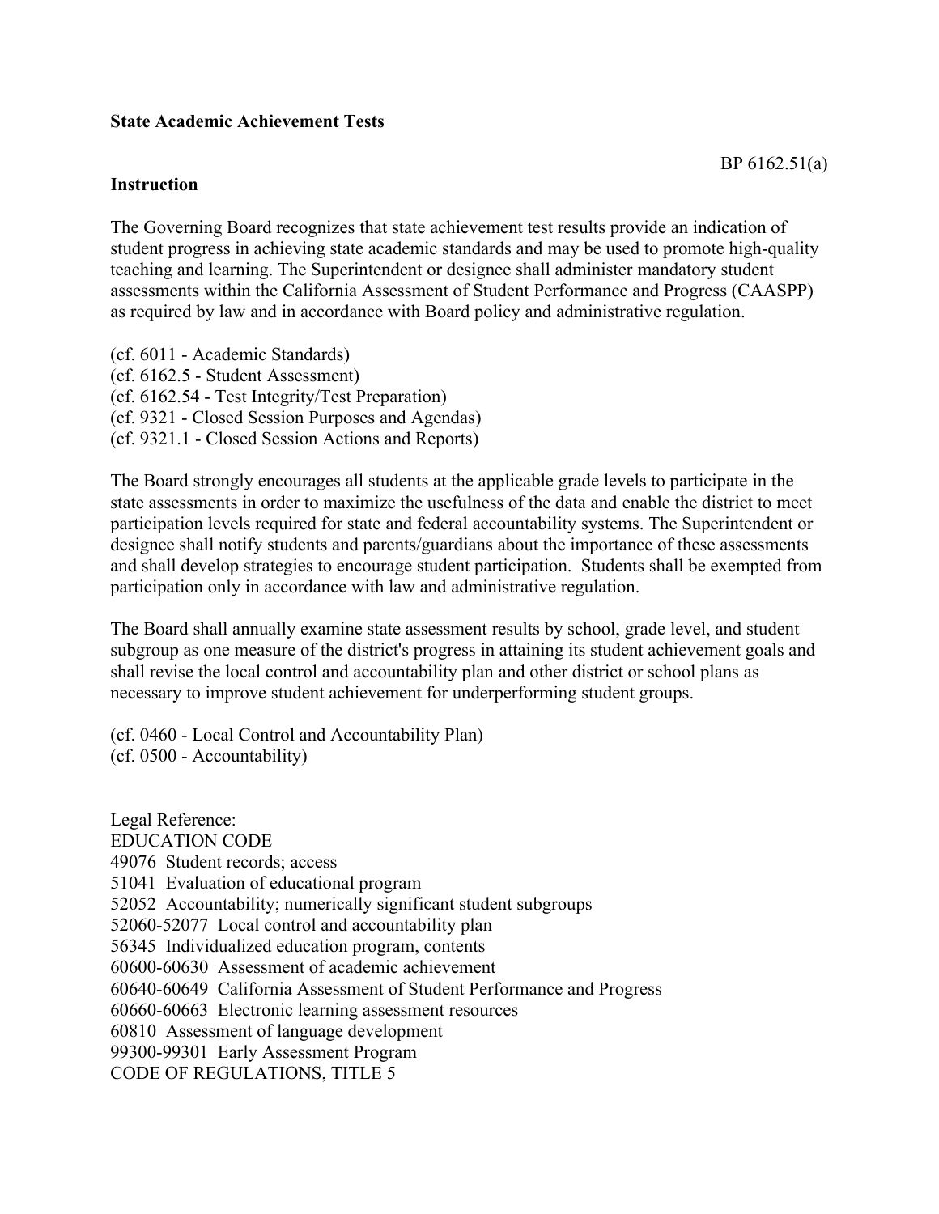**State Academic Achievement Tests**

BP 6162.51(a)

**Instruction**

The Governing Board recognizes that state achievement test results provide an indication of student progress in achieving state academic standards and may be used to promote high-quality teaching and learning. The Superintendent or designee shall administer mandatory student assessments within the California Assessment of Student Performance and Progress (CAASPP) as required by law and in accordance with Board policy and administrative regulation.

(cf. 6011 - Academic Standards)
(cf. 6162.5 - Student Assessment)
(cf. 6162.54 - Test Integrity/Test Preparation)
(cf. 9321 - Closed Session Purposes and Agendas)
(cf. 9321.1 - Closed Session Actions and Reports)

The Board strongly encourages all students at the applicable grade levels to participate in the state assessments in order to maximize the usefulness of the data and enable the district to meet participation levels required for state and federal accountability systems. The Superintendent or designee shall notify students and parents/guardians about the importance of these assessments and shall develop strategies to encourage student participation. Students shall be exempted from participation only in accordance with law and administrative regulation.

The Board shall annually examine state assessment results by school, grade level, and student subgroup as one measure of the district's progress in attaining its student achievement goals and shall revise the local control and accountability plan and other district or school plans as necessary to improve student achievement for underperforming student groups.

(cf. 0460 - Local Control and Accountability Plan)
(cf. 0500 - Accountability)

Legal Reference:
EDUCATION CODE
49076 Student records; access
51041 Evaluation of educational program
52052 Accountability; numerically significant student subgroups
52060-52077 Local control and accountability plan
56345 Individualized education program, contents
60600-60630 Assessment of academic achievement
60640-60649 California Assessment of Student Performance and Progress
60660-60663 Electronic learning assessment resources
60810 Assessment of language development
99300-99301 Early Assessment Program
CODE OF REGULATIONS, TITLE 5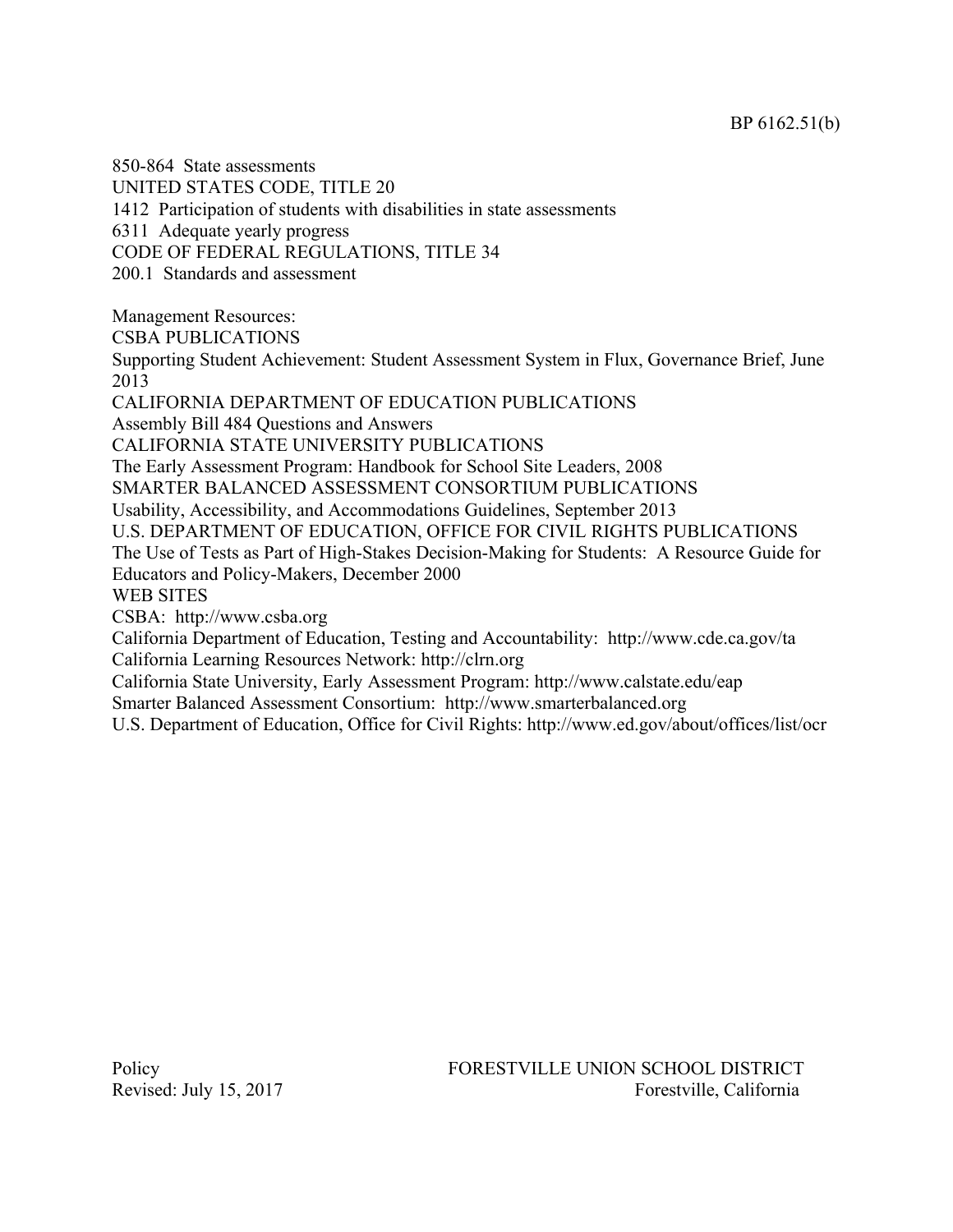850-864 State assessments
UNITED STATES CODE, TITLE 20
1412 Participation of students with disabilities in state assessments
6311 Adequate yearly progress
CODE OF FEDERAL REGULATIONS, TITLE 34
200.1 Standards and assessment

Management Resources:
CSBA PUBLICATIONS
Supporting Student Achievement: Student Assessment System in Flux, Governance Brief, June 2013
CALIFORNIA DEPARTMENT OF EDUCATION PUBLICATIONS
Assembly Bill 484 Questions and Answers
CALIFORNIA STATE UNIVERSITY PUBLICATIONS
The Early Assessment Program: Handbook for School Site Leaders, 2008
SMARTER BALANCED ASSESSMENT CONSORTIUM PUBLICATIONS
Usability, Accessibility, and Accommodations Guidelines, September 2013
U.S. DEPARTMENT OF EDUCATION, OFFICE FOR CIVIL RIGHTS PUBLICATIONS
The Use of Tests as Part of High-Stakes Decision-Making for Students: A Resource Guide for Educators and Policy-Makers, December 2000
WEB SITES
CSBA: http://www.csba.org
California Department of Education, Testing and Accountability: http://www.cde.ca.gov/ta
California Learning Resources Network: http://clrn.org
California State University, Early Assessment Program: http://www.calstate.edu/eap
Smarter Balanced Assessment Consortium: http://www.smarterbalanced.org
U.S. Department of Education, Office for Civil Rights: http://www.ed.gov/about/offices/list/ocr

Policy
Revised: July 15, 2017

FORESTVILLE UNION SCHOOL DISTRICT
Forestville, California